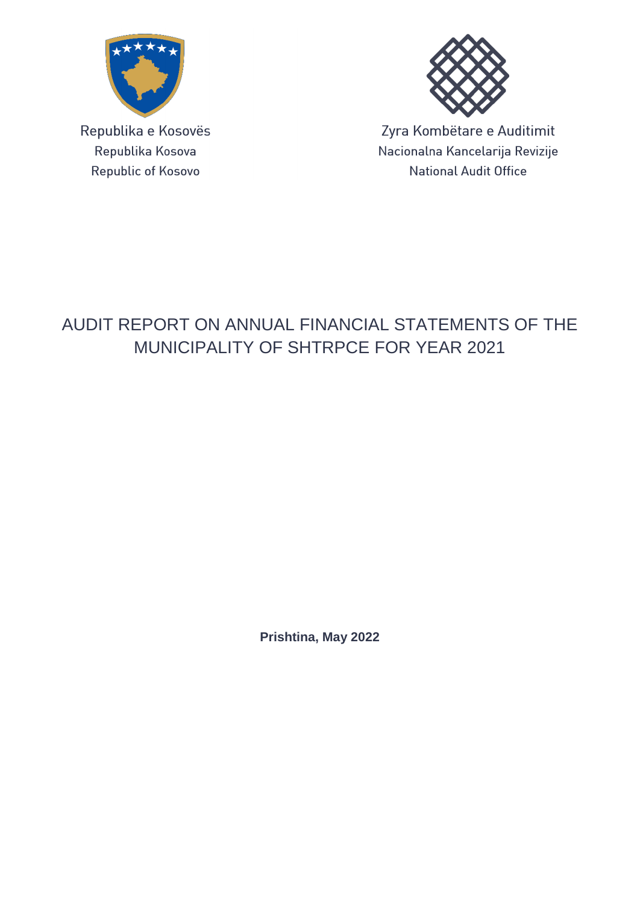Republika e Kosovës
Republika Kosova
Republic of Kosovo

Zyra Kombëtare e Auditimit
Nacionalna Kancelarija Revizije
National Audit Office

# AUDIT REPORT ON ANNUAL FINANCIAL STATEMENTS OF THE MUNICIPALITY OF SHTRPCE FOR YEAR 2021

**Prishtina, May 2022**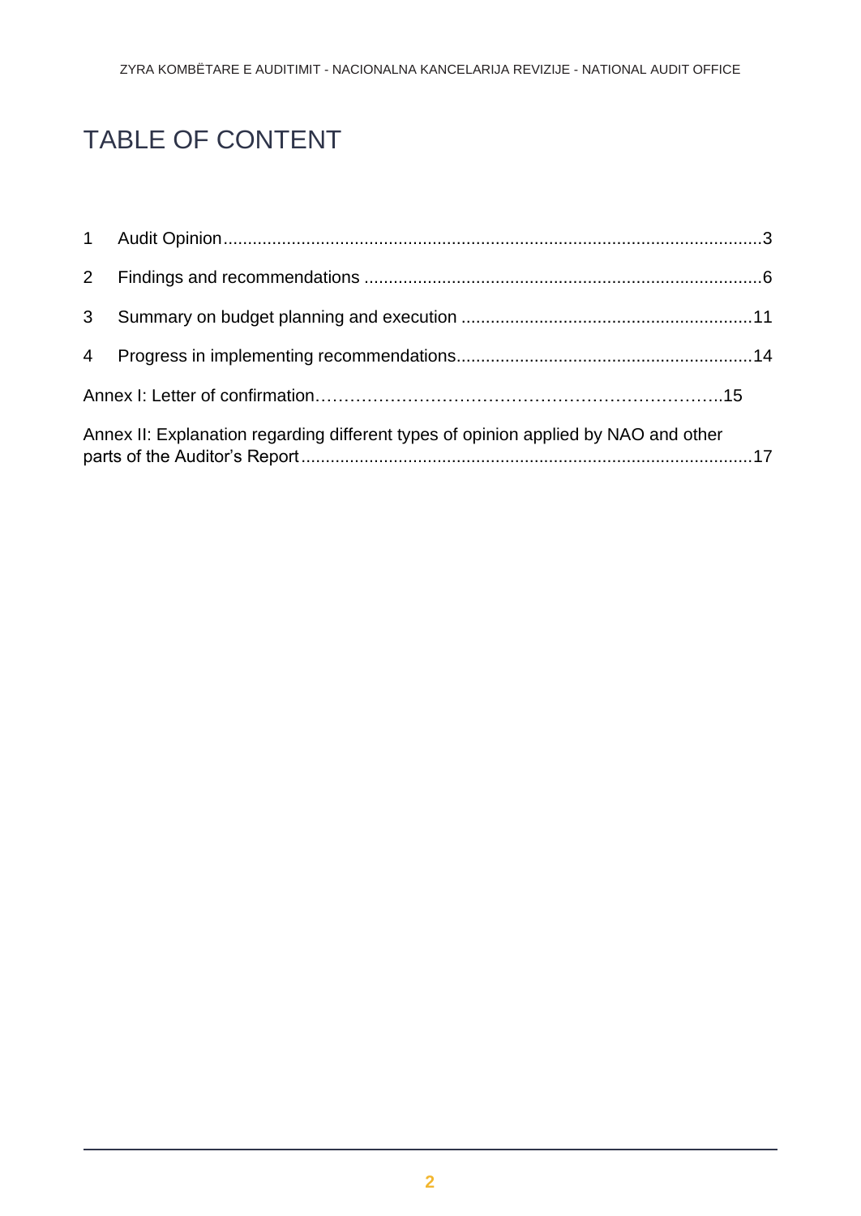# TABLE OF CONTENT

1 Audit Opinion ........................................................................................................ 3

2 Findings and recommendations ............................................................................... 6

3 Summary on budget planning and execution ......................................................... 11

4 Progress in implementing recommendations.......................................................... 14

Annex I: Letter of confirmation……………………………………………………………..15

Annex II: Explanation regarding different types of opinion applied by NAO and other parts of the Auditor's Report ..................................................................................... 17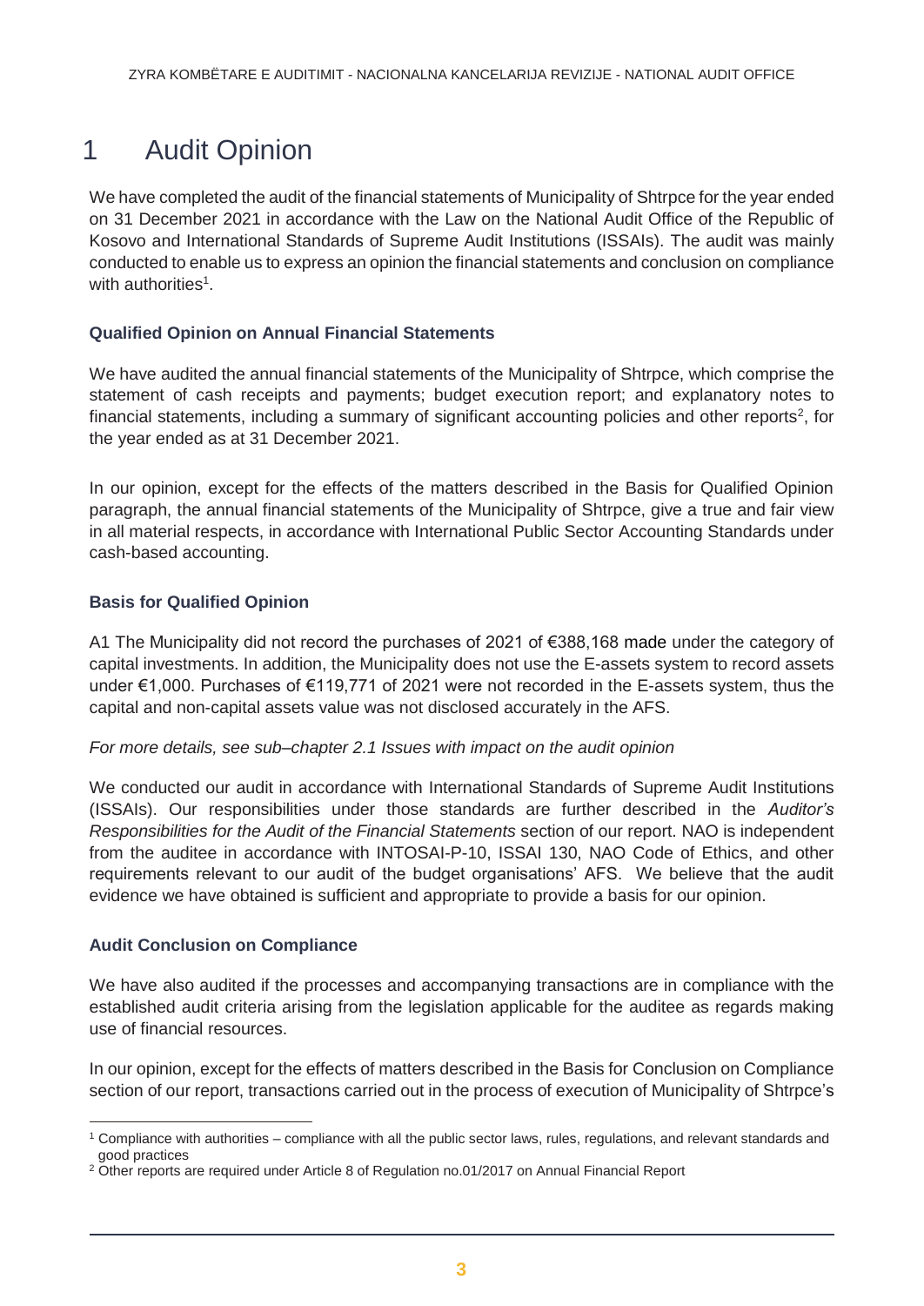# 1 Audit Opinion

We have completed the audit of the financial statements of Municipality of Shtrpce for the year ended on 31 December 2021 in accordance with the Law on the National Audit Office of the Republic of Kosovo and International Standards of Supreme Audit Institutions (ISSAIs). The audit was mainly conducted to enable us to express an opinion the financial statements and conclusion on compliance with authorities[1].

### Qualified Opinion on Annual Financial Statements

We have audited the annual financial statements of the Municipality of Shtrpce, which comprise the statement of cash receipts and payments; budget execution report; and explanatory notes to financial statements, including a summary of significant accounting policies and other reports[2], for the year ended as at 31 December 2021.

In our opinion, except for the effects of the matters described in the Basis for Qualified Opinion paragraph, the annual financial statements of the Municipality of Shtrpce, give a true and fair view in all material respects, in accordance with International Public Sector Accounting Standards under cash-based accounting.

### Basis for Qualified Opinion

A1 The Municipality did not record the purchases of 2021 of €388,168 made under the category of capital investments. In addition, the Municipality does not use the E-assets system to record assets under €1,000. Purchases of €119,771 of 2021 were not recorded in the E-assets system, thus the capital and non-capital assets value was not disclosed accurately in the AFS.

*For more details, see sub–chapter 2.1 Issues with impact on the audit opinion*

We conducted our audit in accordance with International Standards of Supreme Audit Institutions (ISSAIs). Our responsibilities under those standards are further described in the *Auditor's Responsibilities for the Audit of the Financial Statements* section of our report. NAO is independent from the auditee in accordance with INTOSAI-P-10, ISSAI 130, NAO Code of Ethics, and other requirements relevant to our audit of the budget organisations' AFS. We believe that the audit evidence we have obtained is sufficient and appropriate to provide a basis for our opinion.

### Audit Conclusion on Compliance

We have also audited if the processes and accompanying transactions are in compliance with the established audit criteria arising from the legislation applicable for the auditee as regards making use of financial resources.

In our opinion, except for the effects of matters described in the Basis for Conclusion on Compliance section of our report, transactions carried out in the process of execution of Municipality of Shtrpce's

---

[1] Compliance with authorities – compliance with all the public sector laws, rules, regulations, and relevant standards and good practices

[2] Other reports are required under Article 8 of Regulation no.01/2017 on Annual Financial Report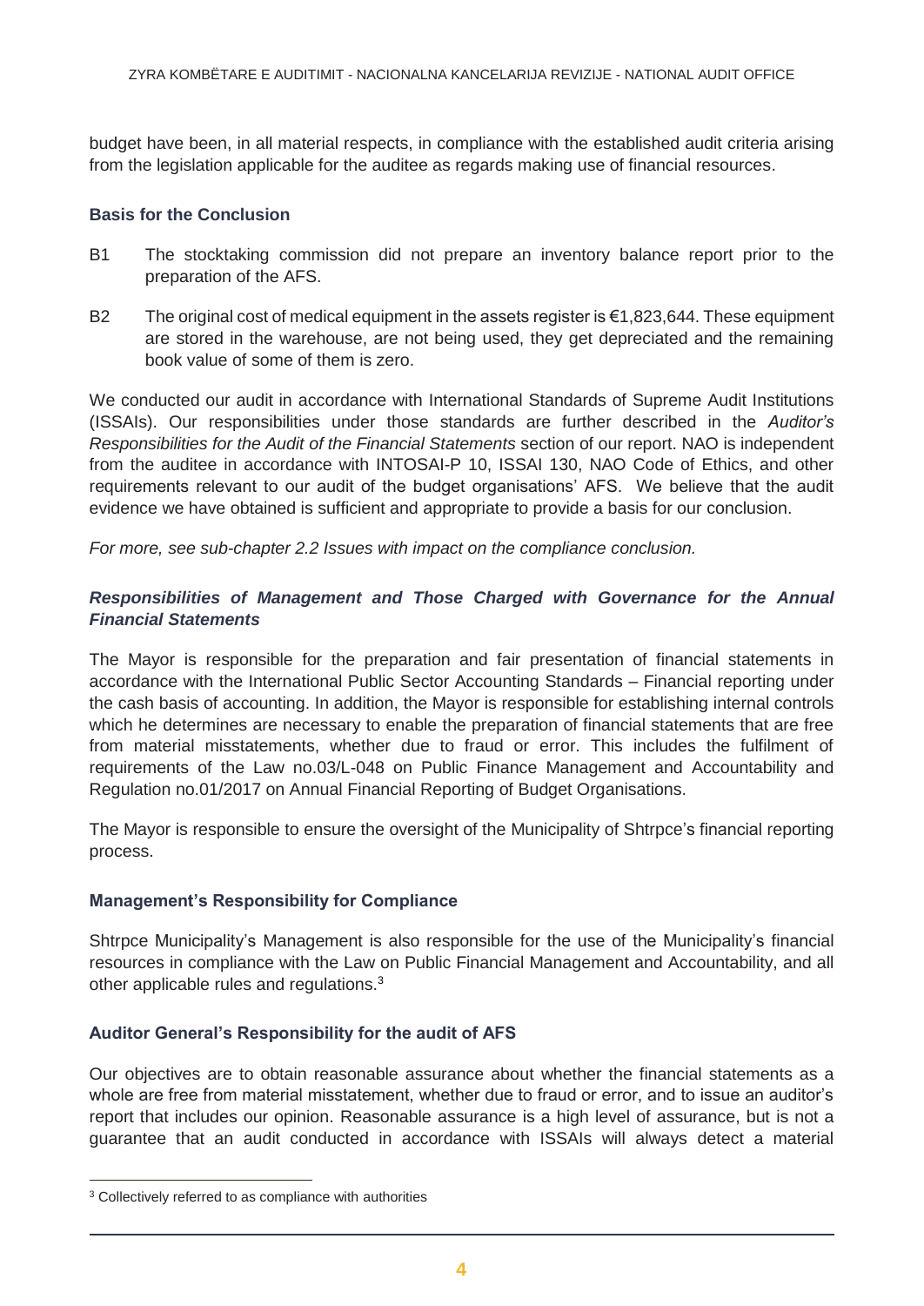budget have been, in all material respects, in compliance with the established audit criteria arising from the legislation applicable for the auditee as regards making use of financial resources.

### Basis for the Conclusion

B1 The stocktaking commission did not prepare an inventory balance report prior to the preparation of the AFS.

B2 The original cost of medical equipment in the assets register is €1,823,644. These equipment are stored in the warehouse, are not being used, they get depreciated and the remaining book value of some of them is zero.

We conducted our audit in accordance with International Standards of Supreme Audit Institutions (ISSAIs). Our responsibilities under those standards are further described in the *Auditor's Responsibilities for the Audit of the Financial Statements* section of our report. NAO is independent from the auditee in accordance with INTOSAI-P 10, ISSAI 130, NAO Code of Ethics, and other requirements relevant to our audit of the budget organisations' AFS. We believe that the audit evidence we have obtained is sufficient and appropriate to provide a basis for our conclusion.

*For more, see sub-chapter 2.2 Issues with impact on the compliance conclusion.*

### *Responsibilities of Management and Those Charged with Governance for the Annual Financial Statements*

The Mayor is responsible for the preparation and fair presentation of financial statements in accordance with the International Public Sector Accounting Standards – Financial reporting under the cash basis of accounting. In addition, the Mayor is responsible for establishing internal controls which he determines are necessary to enable the preparation of financial statements that are free from material misstatements, whether due to fraud or error. This includes the fulfilment of requirements of the Law no.03/L-048 on Public Finance Management and Accountability and Regulation no.01/2017 on Annual Financial Reporting of Budget Organisations.

The Mayor is responsible to ensure the oversight of the Municipality of Shtrpce's financial reporting process.

### Management's Responsibility for Compliance

Shtrpce Municipality's Management is also responsible for the use of the Municipality's financial resources in compliance with the Law on Public Financial Management and Accountability, and all other applicable rules and regulations.[3]

### Auditor General's Responsibility for the audit of AFS

Our objectives are to obtain reasonable assurance about whether the financial statements as a whole are free from material misstatement, whether due to fraud or error, and to issue an auditor's report that includes our opinion. Reasonable assurance is a high level of assurance, but is not a guarantee that an audit conducted in accordance with ISSAIs will always detect a material

[3] Collectively referred to as compliance with authorities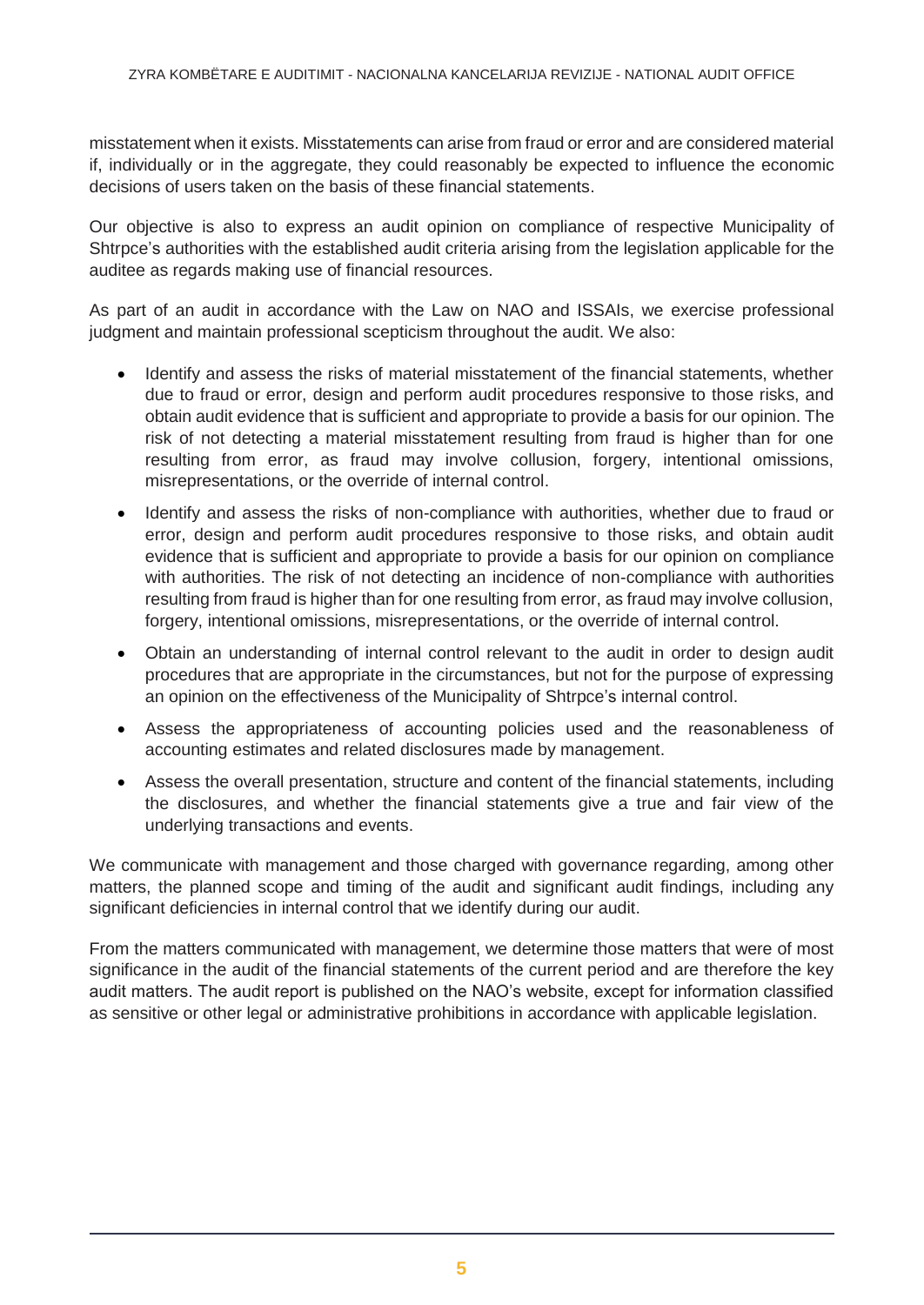misstatement when it exists. Misstatements can arise from fraud or error and are considered material if, individually or in the aggregate, they could reasonably be expected to influence the economic decisions of users taken on the basis of these financial statements.

Our objective is also to express an audit opinion on compliance of respective Municipality of Shtrpce's authorities with the established audit criteria arising from the legislation applicable for the auditee as regards making use of financial resources.

As part of an audit in accordance with the Law on NAO and ISSAIs, we exercise professional judgment and maintain professional scepticism throughout the audit. We also:

- Identify and assess the risks of material misstatement of the financial statements, whether due to fraud or error, design and perform audit procedures responsive to those risks, and obtain audit evidence that is sufficient and appropriate to provide a basis for our opinion. The risk of not detecting a material misstatement resulting from fraud is higher than for one resulting from error, as fraud may involve collusion, forgery, intentional omissions, misrepresentations, or the override of internal control.
- Identify and assess the risks of non-compliance with authorities, whether due to fraud or error, design and perform audit procedures responsive to those risks, and obtain audit evidence that is sufficient and appropriate to provide a basis for our opinion on compliance with authorities. The risk of not detecting an incidence of non-compliance with authorities resulting from fraud is higher than for one resulting from error, as fraud may involve collusion, forgery, intentional omissions, misrepresentations, or the override of internal control.
- Obtain an understanding of internal control relevant to the audit in order to design audit procedures that are appropriate in the circumstances, but not for the purpose of expressing an opinion on the effectiveness of the Municipality of Shtrpce's internal control.
- Assess the appropriateness of accounting policies used and the reasonableness of accounting estimates and related disclosures made by management.
- Assess the overall presentation, structure and content of the financial statements, including the disclosures, and whether the financial statements give a true and fair view of the underlying transactions and events.

We communicate with management and those charged with governance regarding, among other matters, the planned scope and timing of the audit and significant audit findings, including any significant deficiencies in internal control that we identify during our audit.

From the matters communicated with management, we determine those matters that were of most significance in the audit of the financial statements of the current period and are therefore the key audit matters. The audit report is published on the NAO's website, except for information classified as sensitive or other legal or administrative prohibitions in accordance with applicable legislation.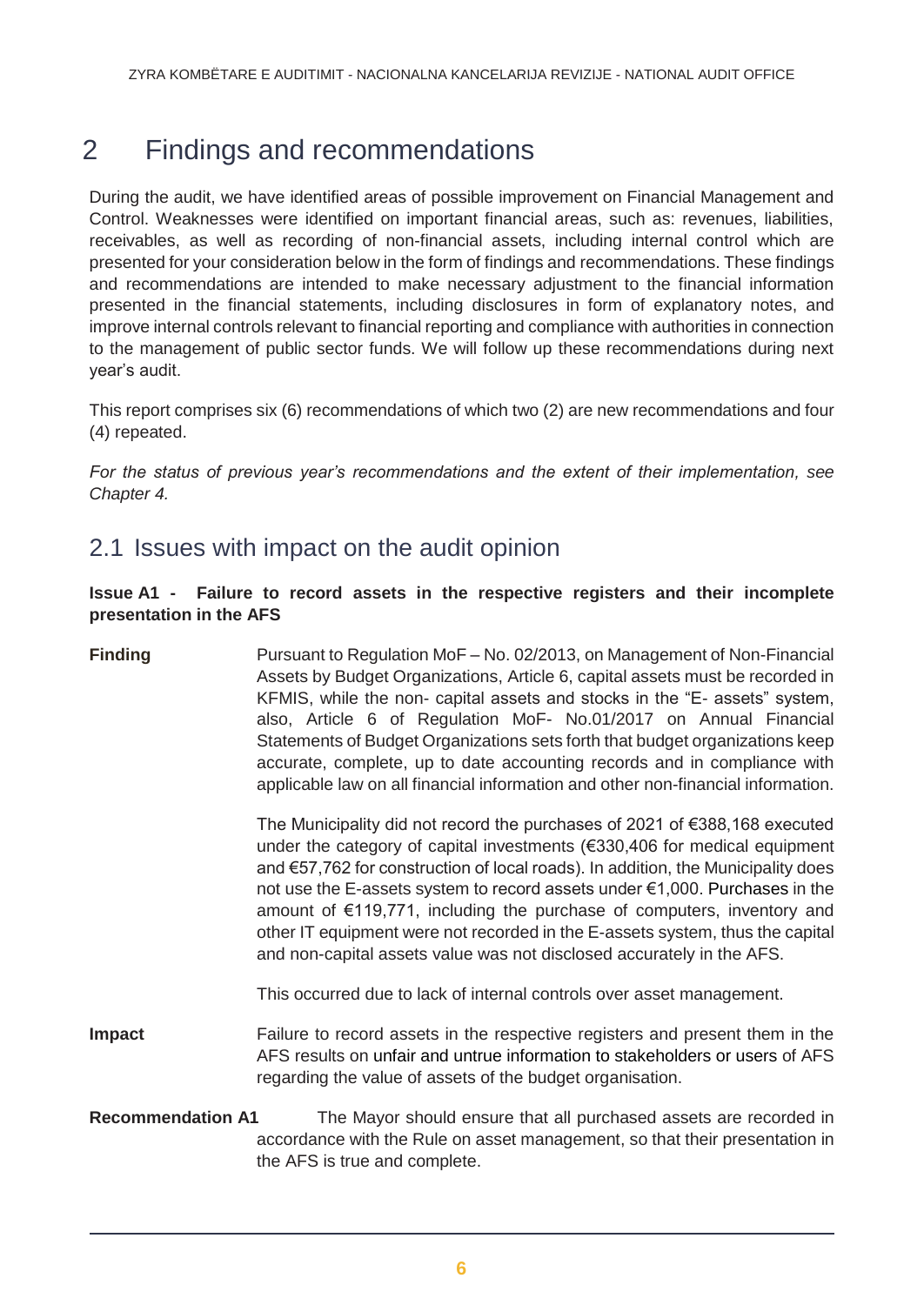## 2 Findings and recommendations

During the audit, we have identified areas of possible improvement on Financial Management and Control. Weaknesses were identified on important financial areas, such as: revenues, liabilities, receivables, as well as recording of non-financial assets, including internal control which are presented for your consideration below in the form of findings and recommendations. These findings and recommendations are intended to make necessary adjustment to the financial information presented in the financial statements, including disclosures in form of explanatory notes, and improve internal controls relevant to financial reporting and compliance with authorities in connection to the management of public sector funds. We will follow up these recommendations during next year's audit.

This report comprises six (6) recommendations of which two (2) are new recommendations and four (4) repeated.

*For the status of previous year's recommendations and the extent of their implementation, see Chapter 4.*

### 2.1 Issues with impact on the audit opinion

**Issue A1 - Failure to record assets in the respective registers and their incomplete presentation in the AFS**

**Finding**

Pursuant to Regulation MoF – No. 02/2013, on Management of Non-Financial Assets by Budget Organizations, Article 6, capital assets must be recorded in KFMIS, while the non- capital assets and stocks in the "E- assets" system, also, Article 6 of Regulation MoF- No.01/2017 on Annual Financial Statements of Budget Organizations sets forth that budget organizations keep accurate, complete, up to date accounting records and in compliance with applicable law on all financial information and other non-financial information.

The Municipality did not record the purchases of 2021 of €388,168 executed under the category of capital investments (€330,406 for medical equipment and €57,762 for construction of local roads). In addition, the Municipality does not use the E-assets system to record assets under €1,000. Purchases in the amount of €119,771, including the purchase of computers, inventory and other IT equipment were not recorded in the E-assets system, thus the capital and non-capital assets value was not disclosed accurately in the AFS.

This occurred due to lack of internal controls over asset management.

**Impact**

Failure to record assets in the respective registers and present them in the AFS results on unfair and untrue information to stakeholders or users of AFS regarding the value of assets of the budget organisation.

**Recommendation A1**

The Mayor should ensure that all purchased assets are recorded in accordance with the Rule on asset management, so that their presentation in the AFS is true and complete.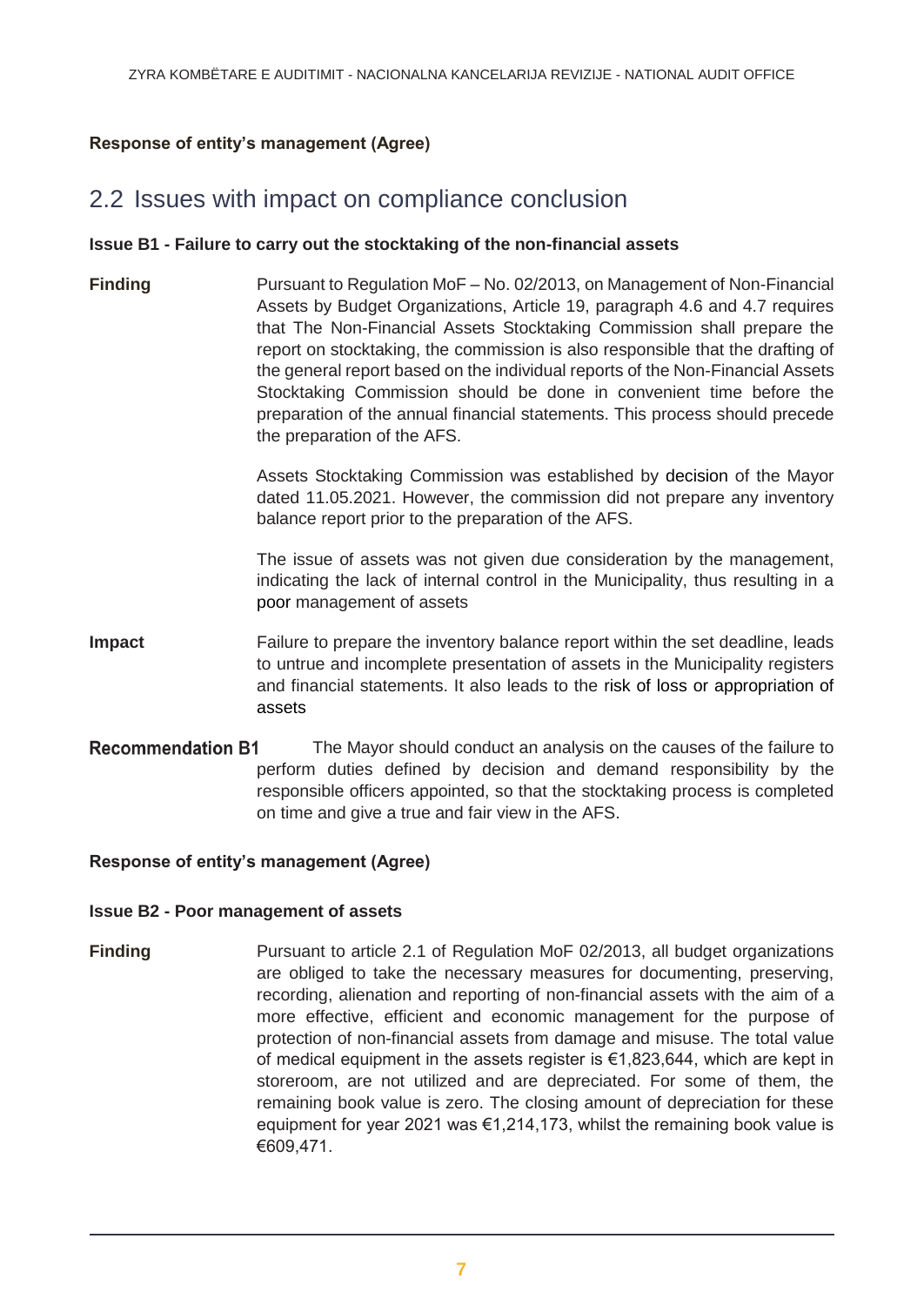**Response of entity's management (Agree)**

## 2.2 Issues with impact on compliance conclusion

**Issue B1 - Failure to carry out the stocktaking of the non-financial assets**

**Finding**

Pursuant to Regulation MoF – No. 02/2013, on Management of Non-Financial Assets by Budget Organizations, Article 19, paragraph 4.6 and 4.7 requires that The Non-Financial Assets Stocktaking Commission shall prepare the report on stocktaking, the commission is also responsible that the drafting of the general report based on the individual reports of the Non-Financial Assets Stocktaking Commission should be done in convenient time before the preparation of the annual financial statements. This process should precede the preparation of the AFS.

Assets Stocktaking Commission was established by decision of the Mayor dated 11.05.2021. However, the commission did not prepare any inventory balance report prior to the preparation of the AFS.

The issue of assets was not given due consideration by the management, indicating the lack of internal control in the Municipality, thus resulting in a poor management of assets

**Impact**

Failure to prepare the inventory balance report within the set deadline, leads to untrue and incomplete presentation of assets in the Municipality registers and financial statements. It also leads to the risk of loss or appropriation of assets

**Recommendation B1**

The Mayor should conduct an analysis on the causes of the failure to perform duties defined by decision and demand responsibility by the responsible officers appointed, so that the stocktaking process is completed on time and give a true and fair view in the AFS.

**Response of entity's management (Agree)**

**Issue B2 - Poor management of assets**

**Finding**

Pursuant to article 2.1 of Regulation MoF 02/2013, all budget organizations are obliged to take the necessary measures for documenting, preserving, recording, alienation and reporting of non-financial assets with the aim of a more effective, efficient and economic management for the purpose of protection of non-financial assets from damage and misuse. The total value of medical equipment in the assets register is €1,823,644, which are kept in storeroom, are not utilized and are depreciated. For some of them, the remaining book value is zero. The closing amount of depreciation for these equipment for year 2021 was €1,214,173, whilst the remaining book value is €609,471.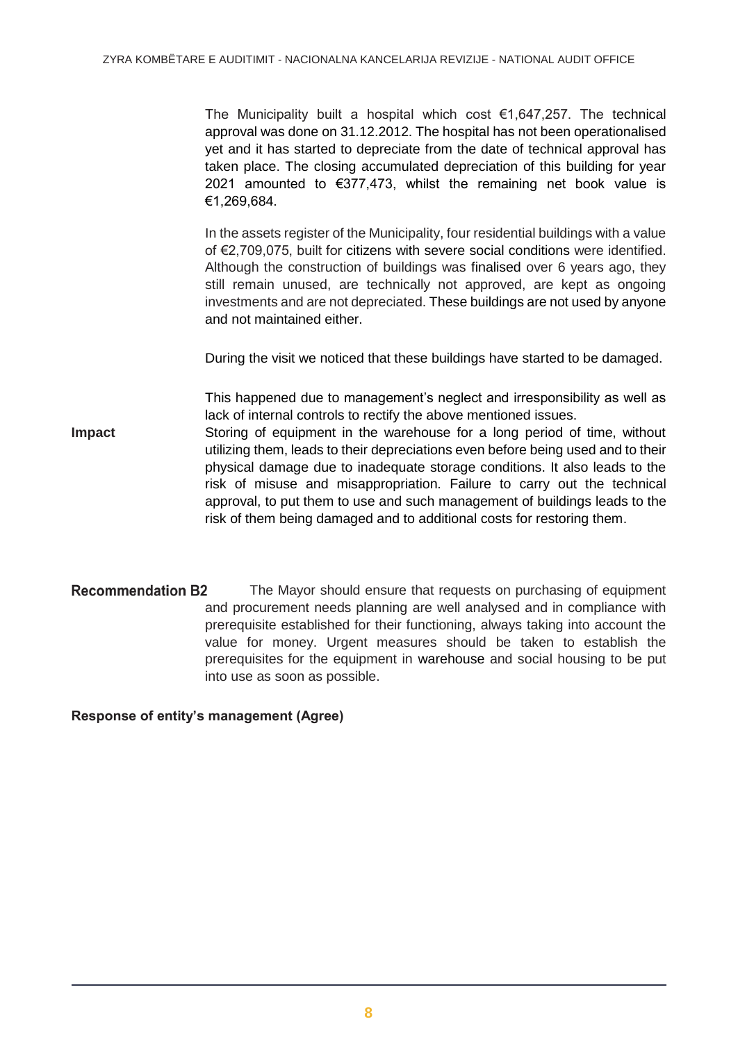The Municipality built a hospital which cost €1,647,257. The technical approval was done on 31.12.2012. The hospital has not been operationalised yet and it has started to depreciate from the date of technical approval has taken place. The closing accumulated depreciation of this building for year 2021 amounted to €377,473, whilst the remaining net book value is €1,269,684.

In the assets register of the Municipality, four residential buildings with a value of €2,709,075, built for citizens with severe social conditions were identified. Although the construction of buildings was finalised over 6 years ago, they still remain unused, are technically not approved, are kept as ongoing investments and are not depreciated. These buildings are not used by anyone and not maintained either.

During the visit we noticed that these buildings have started to be damaged.

This happened due to management's neglect and irresponsibility as well as lack of internal controls to rectify the above mentioned issues.

**Impact**

Storing of equipment in the warehouse for a long period of time, without utilizing them, leads to their depreciations even before being used and to their physical damage due to inadequate storage conditions. It also leads to the risk of misuse and misappropriation. Failure to carry out the technical approval, to put them to use and such management of buildings leads to the risk of them being damaged and to additional costs for restoring them.

**Recommendation B2** The Mayor should ensure that requests on purchasing of equipment and procurement needs planning are well analysed and in compliance with prerequisite established for their functioning, always taking into account the value for money. Urgent measures should be taken to establish the prerequisites for the equipment in warehouse and social housing to be put into use as soon as possible.

**Response of entity's management (Agree)**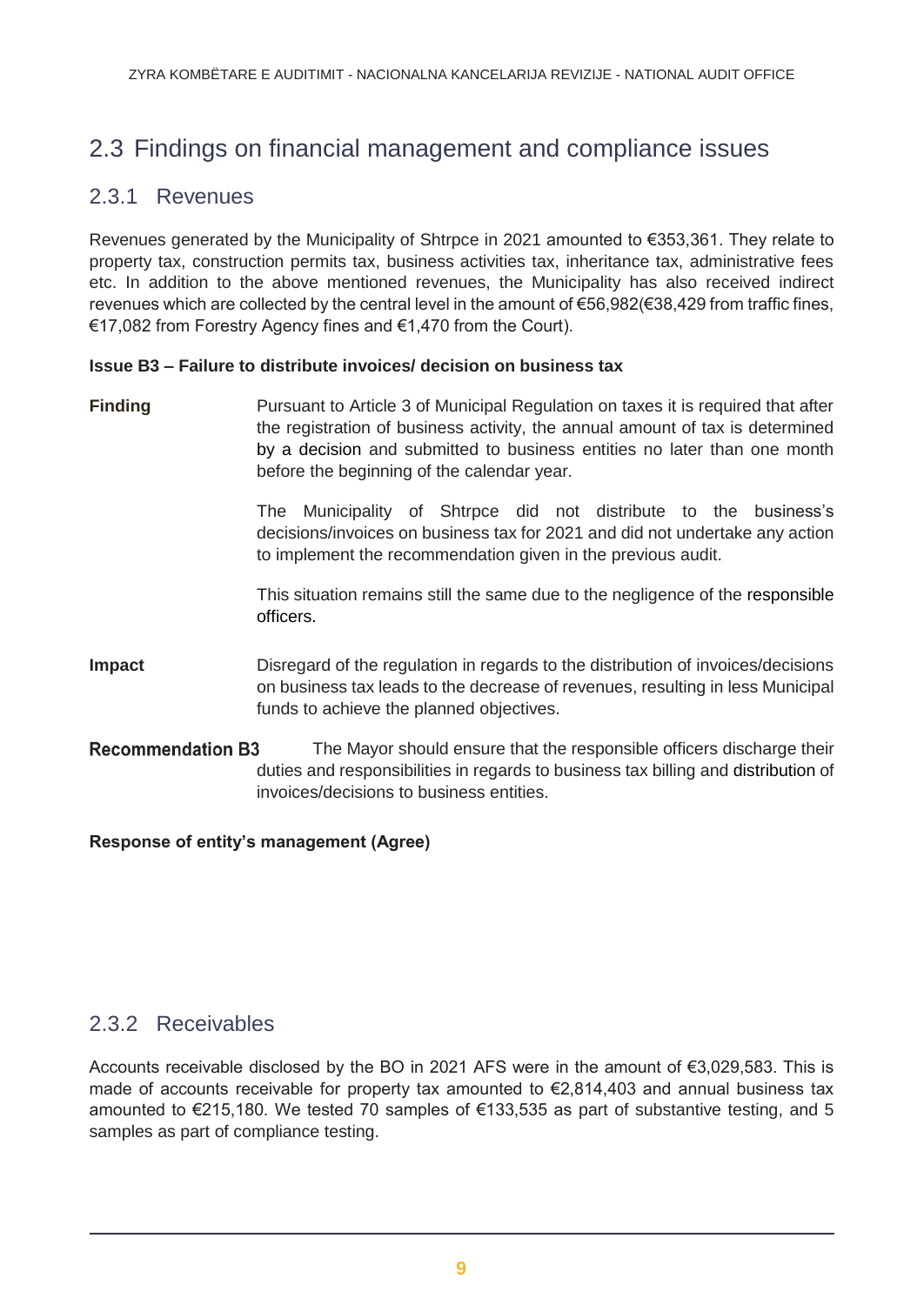## 2.3 Findings on financial management and compliance issues

### 2.3.1 Revenues

Revenues generated by the Municipality of Shtrpce in 2021 amounted to €353,361. They relate to property tax, construction permits tax, business activities tax, inheritance tax, administrative fees etc. In addition to the above mentioned revenues, the Municipality has also received indirect revenues which are collected by the central level in the amount of €56,982(€38,429 from traffic fines, €17,082 from Forestry Agency fines and €1,470 from the Court).

**Issue B3 – Failure to distribute invoices/ decision on business tax**

**Finding**

Pursuant to Article 3 of Municipal Regulation on taxes it is required that after the registration of business activity, the annual amount of tax is determined by a decision and submitted to business entities no later than one month before the beginning of the calendar year.

The Municipality of Shtrpce did not distribute to the business's decisions/invoices on business tax for 2021 and did not undertake any action to implement the recommendation given in the previous audit.

This situation remains still the same due to the negligence of the responsible officers.

**Impact**

Disregard of the regulation in regards to the distribution of invoices/decisions on business tax leads to the decrease of revenues, resulting in less Municipal funds to achieve the planned objectives.

**Recommendation B3**

The Mayor should ensure that the responsible officers discharge their duties and responsibilities in regards to business tax billing and distribution of invoices/decisions to business entities.

**Response of entity's management (Agree)**

### 2.3.2 Receivables

Accounts receivable disclosed by the BO in 2021 AFS were in the amount of €3,029,583. This is made of accounts receivable for property tax amounted to €2,814,403 and annual business tax amounted to €215,180. We tested 70 samples of €133,535 as part of substantive testing, and 5 samples as part of compliance testing.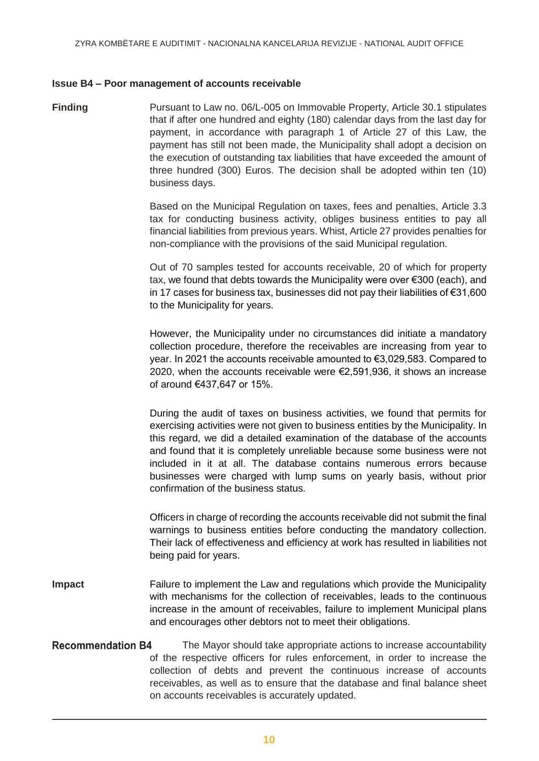### Issue B4 – Poor management of accounts receivable

**Finding**

Pursuant to Law no. 06/L-005 on Immovable Property, Article 30.1 stipulates that if after one hundred and eighty (180) calendar days from the last day for payment, in accordance with paragraph 1 of Article 27 of this Law, the payment has still not been made, the Municipality shall adopt a decision on the execution of outstanding tax liabilities that have exceeded the amount of three hundred (300) Euros. The decision shall be adopted within ten (10) business days.

Based on the Municipal Regulation on taxes, fees and penalties, Article 3.3 tax for conducting business activity, obliges business entities to pay all financial liabilities from previous years. Whist, Article 27 provides penalties for non-compliance with the provisions of the said Municipal regulation.

Out of 70 samples tested for accounts receivable, 20 of which for property tax, we found that debts towards the Municipality were over €300 (each), and in 17 cases for business tax, businesses did not pay their liabilities of €31,600 to the Municipality for years.

However, the Municipality under no circumstances did initiate a mandatory collection procedure, therefore the receivables are increasing from year to year. In 2021 the accounts receivable amounted to €3,029,583. Compared to 2020, when the accounts receivable were €2,591,936, it shows an increase of around €437,647 or 15%.

During the audit of taxes on business activities, we found that permits for exercising activities were not given to business entities by the Municipality. In this regard, we did a detailed examination of the database of the accounts and found that it is completely unreliable because some business were not included in it at all. The database contains numerous errors because businesses were charged with lump sums on yearly basis, without prior confirmation of the business status.

Officers in charge of recording the accounts receivable did not submit the final warnings to business entities before conducting the mandatory collection. Their lack of effectiveness and efficiency at work has resulted in liabilities not being paid for years.

**Impact**

Failure to implement the Law and regulations which provide the Municipality with mechanisms for the collection of receivables, leads to the continuous increase in the amount of receivables, failure to implement Municipal plans and encourages other debtors not to meet their obligations.

**Recommendation B4**

The Mayor should take appropriate actions to increase accountability of the respective officers for rules enforcement, in order to increase the collection of debts and prevent the continuous increase of accounts receivables, as well as to ensure that the database and final balance sheet on accounts receivables is accurately updated.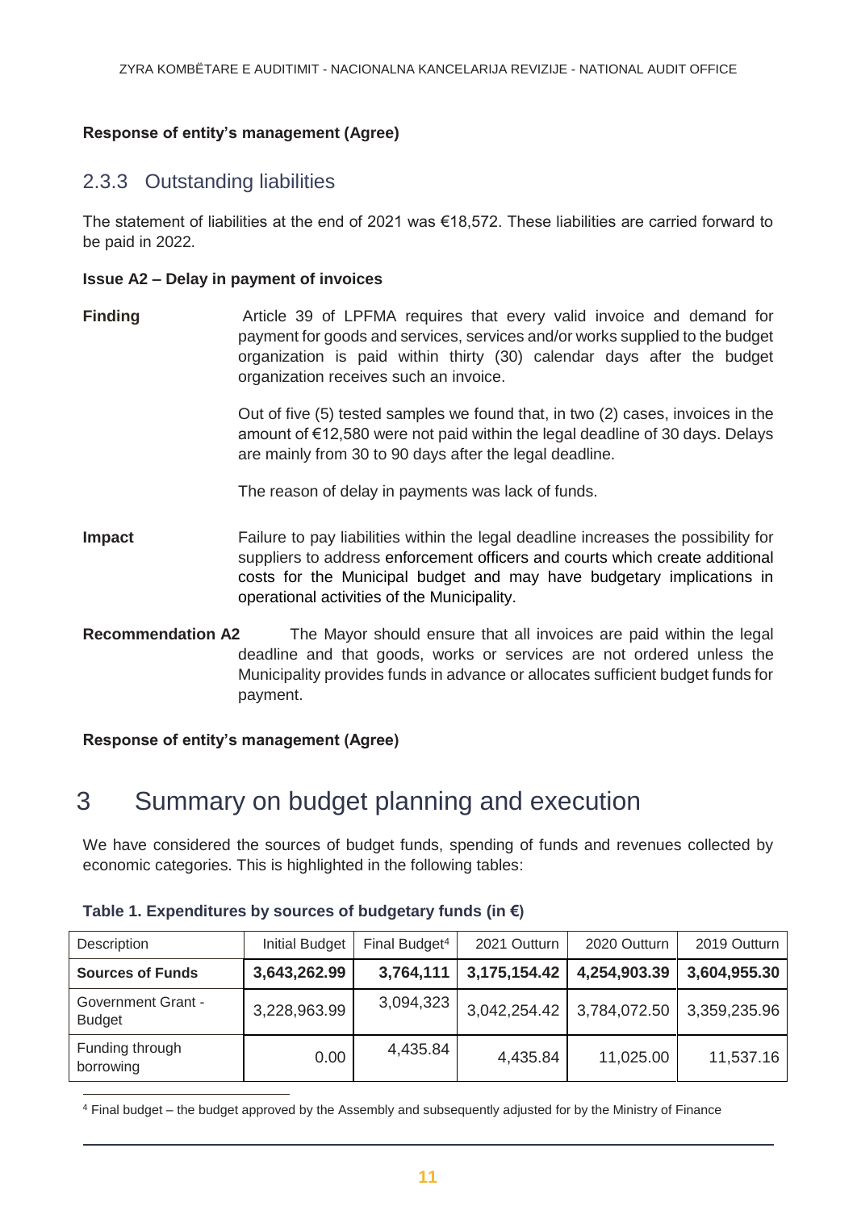**Response of entity's management (Agree)**

### 2.3.3 Outstanding liabilities

The statement of liabilities at the end of 2021 was €18,572. These liabilities are carried forward to be paid in 2022.

**Issue A2 – Delay in payment of invoices**

**Finding**

Article 39 of LPFMA requires that every valid invoice and demand for payment for goods and services, services and/or works supplied to the budget organization is paid within thirty (30) calendar days after the budget organization receives such an invoice.

Out of five (5) tested samples we found that, in two (2) cases, invoices in the amount of €12,580 were not paid within the legal deadline of 30 days. Delays are mainly from 30 to 90 days after the legal deadline.

The reason of delay in payments was lack of funds.

**Impact**

Failure to pay liabilities within the legal deadline increases the possibility for suppliers to address enforcement officers and courts which create additional costs for the Municipal budget and may have budgetary implications in operational activities of the Municipality.

**Recommendation A2**

The Mayor should ensure that all invoices are paid within the legal deadline and that goods, works or services are not ordered unless the Municipality provides funds in advance or allocates sufficient budget funds for payment.

**Response of entity's management (Agree)**

# 3 Summary on budget planning and execution

We have considered the sources of budget funds, spending of funds and revenues collected by economic categories. This is highlighted in the following tables:

**Table 1. Expenditures by sources of budgetary funds (in €)**

| Description | Initial Budget | Final Budget[4] | 2021 Outturn | 2020 Outturn | 2019 Outturn |
|---|---|---|---|---|---|
| **Sources of Funds** | **3,643,262.99** | **3,764,111** | **3,175,154.42** | **4,254,903.39** | **3,604,955.30** |
| Government Grant - Budget | 3,228,963.99 | 3,094,323 | 3,042,254.42 | 3,784,072.50 | 3,359,235.96 |
| Funding through borrowing | 0.00 | 4,435.84 | 4,435.84 | 11,025.00 | 11,537.16 |

[4] Final budget – the budget approved by the Assembly and subsequently adjusted for by the Ministry of Finance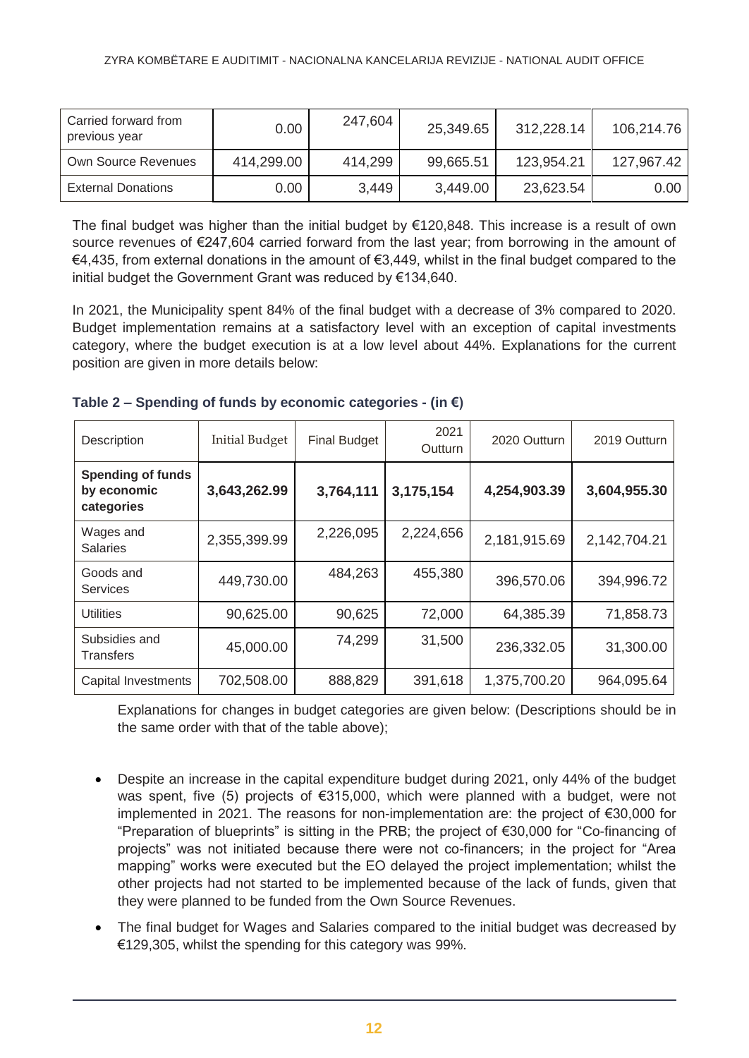| Carried forward from previous year | 0.00 | 247,604 | 25,349.65 | 312,228.14 | 106,214.76 |
|---|---|---|---|---|---|
| Own Source Revenues | 414,299.00 | 414,299 | 99,665.51 | 123,954.21 | 127,967.42 |
| External Donations | 0.00 | 3,449 | 3,449.00 | 23,623.54 | 0.00 |

The final budget was higher than the initial budget by €120,848. This increase is a result of own source revenues of €247,604 carried forward from the last year; from borrowing in the amount of €4,435, from external donations in the amount of €3,449, whilst in the final budget compared to the initial budget the Government Grant was reduced by €134,640.

In 2021, the Municipality spent 84% of the final budget with a decrease of 3% compared to 2020. Budget implementation remains at a satisfactory level with an exception of capital investments category, where the budget execution is at a low level about 44%. Explanations for the current position are given in more details below:

**Table 2 – Spending of funds by economic categories - (in €)**

| Description | Initial Budget | Final Budget | 2021 Outturn | 2020 Outturn | 2019 Outturn |
|---|---|---|---|---|---|
| **Spending of funds by economic categories** | **3,643,262.99** | **3,764,111** | **3,175,154** | **4,254,903.39** | **3,604,955.30** |
| Wages and Salaries | 2,355,399.99 | 2,226,095 | 2,224,656 | 2,181,915.69 | 2,142,704.21 |
| Goods and Services | 449,730.00 | 484,263 | 455,380 | 396,570.06 | 394,996.72 |
| Utilities | 90,625.00 | 90,625 | 72,000 | 64,385.39 | 71,858.73 |
| Subsidies and Transfers | 45,000.00 | 74,299 | 31,500 | 236,332.05 | 31,300.00 |
| Capital Investments | 702,508.00 | 888,829 | 391,618 | 1,375,700.20 | 964,095.64 |

Explanations for changes in budget categories are given below: (Descriptions should be in the same order with that of the table above);

- Despite an increase in the capital expenditure budget during 2021, only 44% of the budget was spent, five (5) projects of €315,000, which were planned with a budget, were not implemented in 2021. The reasons for non-implementation are: the project of €30,000 for "Preparation of blueprints" is sitting in the PRB; the project of €30,000 for "Co-financing of projects" was not initiated because there were not co-financers; in the project for "Area mapping" works were executed but the EO delayed the project implementation; whilst the other projects had not started to be implemented because of the lack of funds, given that they were planned to be funded from the Own Source Revenues.
- The final budget for Wages and Salaries compared to the initial budget was decreased by €129,305, whilst the spending for this category was 99%.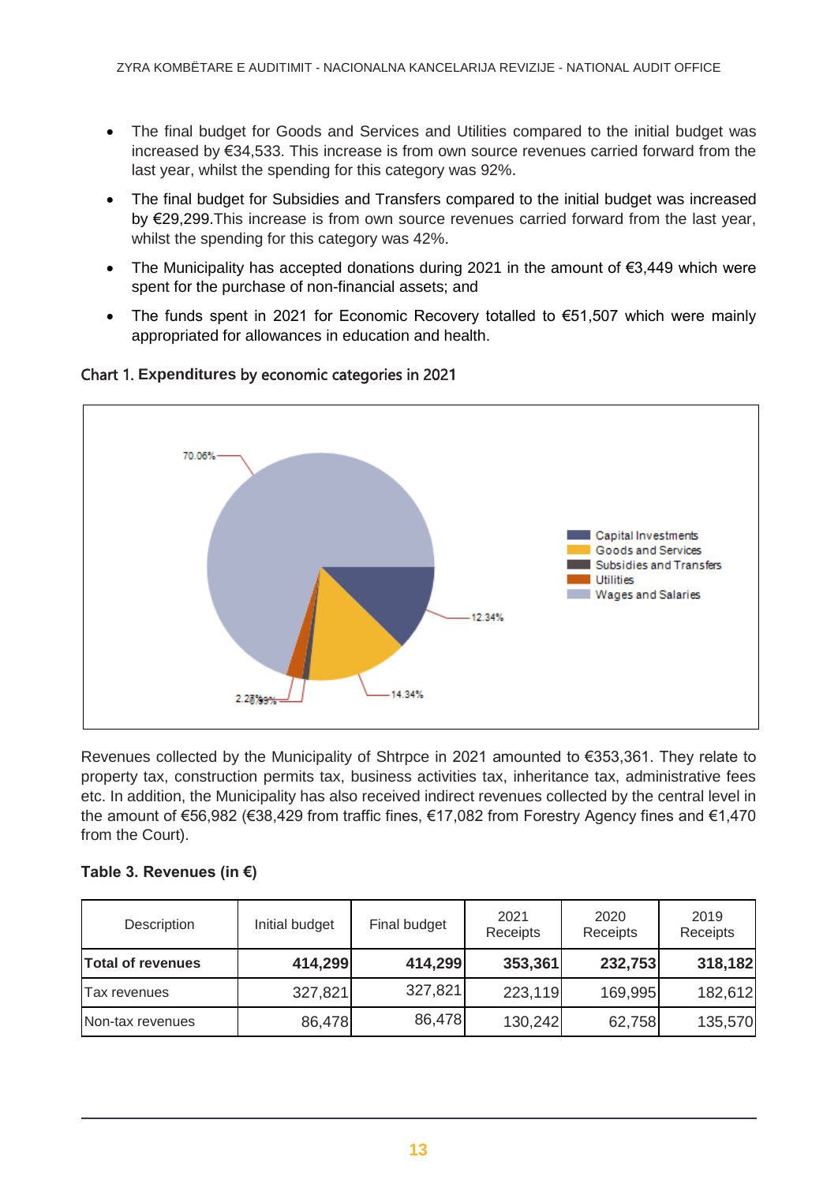- The final budget for Goods and Services and Utilities compared to the initial budget was increased by €34,533. This increase is from own source revenues carried forward from the last year, whilst the spending for this category was 92%.
- The final budget for Subsidies and Transfers compared to the initial budget was increased by €29,299.This increase is from own source revenues carried forward from the last year, whilst the spending for this category was 42%.
- The Municipality has accepted donations during 2021 in the amount of €3,449 which were spent for the purchase of non-financial assets; and
- The funds spent in 2021 for Economic Recovery totalled to €51,507 which were mainly appropriated for allowances in education and health.

**Chart 1. Expenditures by economic categories in 2021**

| Category | Share |
|---|---|
| Capital Investments | 12.34% |
| Goods and Services | 14.34% |
| Subsidies and Transfers | 0.99% |
| Utilities | 2.27% |
| Wages and Salaries | 70.06% |

Revenues collected by the Municipality of Shtrpce in 2021 amounted to €353,361. They relate to property tax, construction permits tax, business activities tax, inheritance tax, administrative fees etc. In addition, the Municipality has also received indirect revenues collected by the central level in the amount of €56,982 (€38,429 from traffic fines, €17,082 from Forestry Agency fines and €1,470 from the Court).

**Table 3. Revenues (in €)**

| Description | Initial budget | Final budget | 2021 Receipts | 2020 Receipts | 2019 Receipts |
|---|---|---|---|---|---|
| **Total of revenues** | **414,299** | **414,299** | **353,361** | **232,753** | **318,182** |
| Tax revenues | 327,821 | 327,821 | 223,119 | 169,995 | 182,612 |
| Non-tax revenues | 86,478 | 86,478 | 130,242 | 62,758 | 135,570 |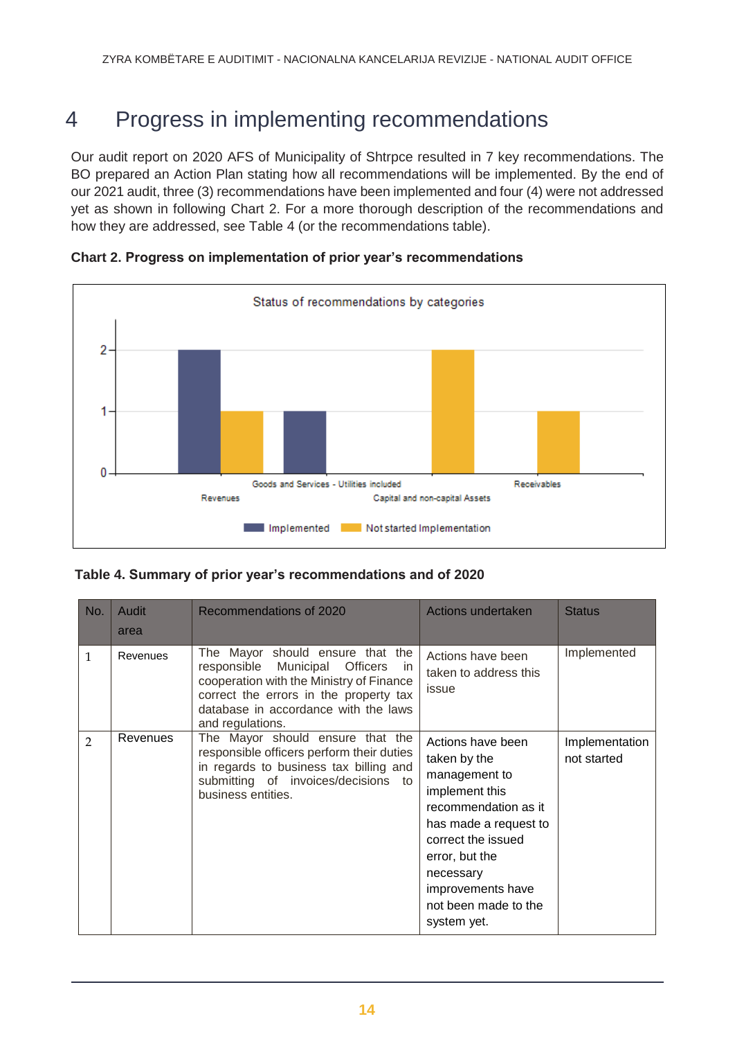# 4 Progress in implementing recommendations

Our audit report on 2020 AFS of Municipality of Shtrpce resulted in 7 key recommendations. The BO prepared an Action Plan stating how all recommendations will be implemented. By the end of our 2021 audit, three (3) recommendations have been implemented and four (4) were not addressed yet as shown in following Chart 2. For a more thorough description of the recommendations and how they are addressed, see Table 4 (or the recommendations table).

**Chart 2. Progress on implementation of prior year's recommendations**

**Table 4. Summary of prior year's recommendations and of 2020**

| No. | Audit area | Recommendations of 2020 | Actions undertaken | Status |
|---|---|---|---|---|
| 1 | Revenues | The Mayor should ensure that the responsible Municipal Officers in cooperation with the Ministry of Finance correct the errors in the property tax database in accordance with the laws and regulations. | Actions have been taken to address this issue | Implemented |
| 2 | Revenues | The Mayor should ensure that the responsible officers perform their duties in regards to business tax billing and submitting of invoices/decisions to business entities. | Actions have been taken by the management to implement this recommendation as it has made a request to correct the issued error, but the necessary improvements have not been made to the system yet. | Implementation not started |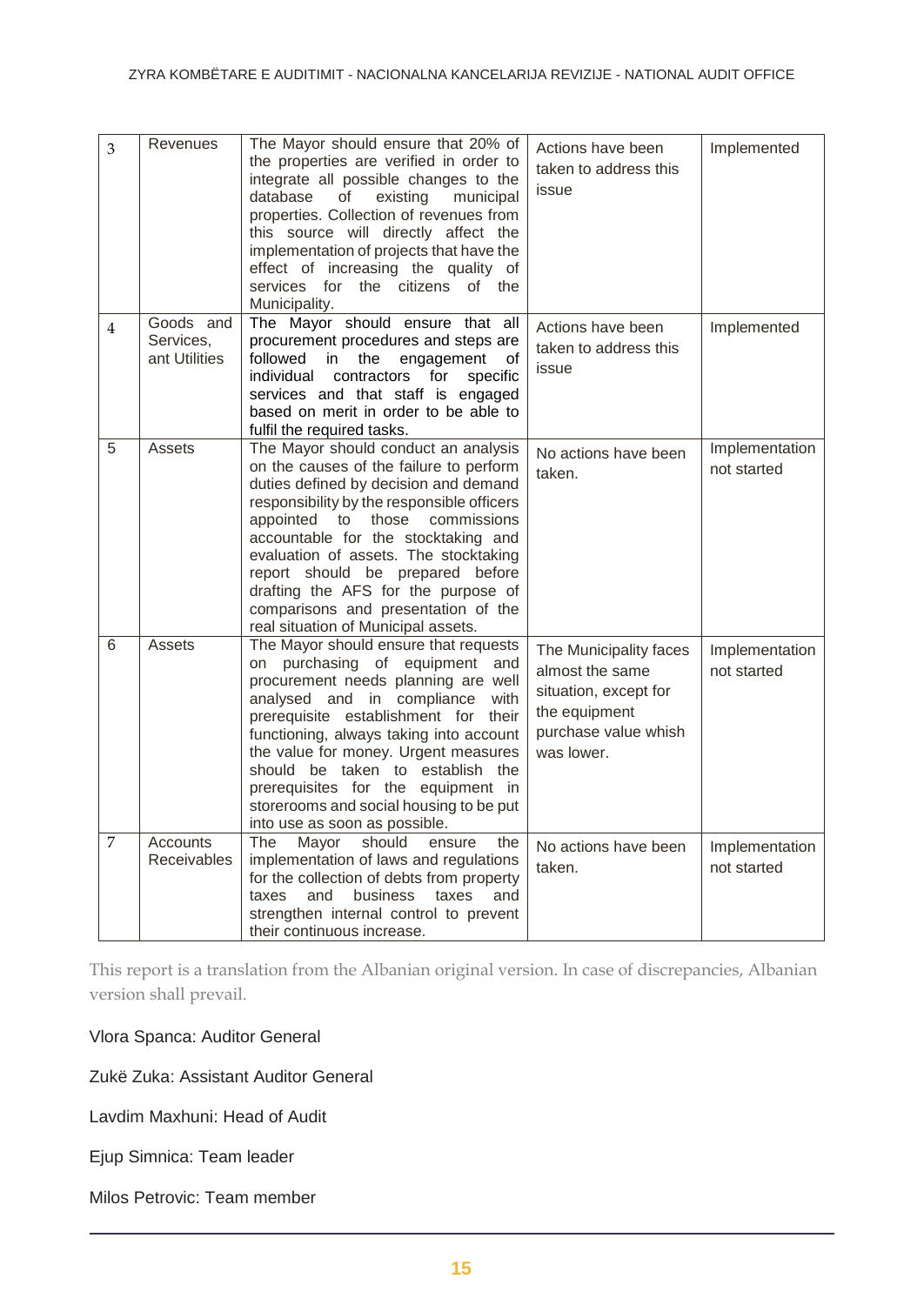| | | | | |
|---|---|---|---|---|
| 3 | Revenues | The Mayor should ensure that 20% of the properties are verified in order to integrate all possible changes to the database of existing municipal properties. Collection of revenues from this source will directly affect the implementation of projects that have the effect of increasing the quality of services for the citizens of the Municipality. | Actions have been taken to address this issue | Implemented |
| 4 | Goods and Services, ant Utilities | The Mayor should ensure that all procurement procedures and steps are followed in the engagement of individual contractors for specific services and that staff is engaged based on merit in order to be able to fulfil the required tasks. | Actions have been taken to address this issue | Implemented |
| 5 | Assets | The Mayor should conduct an analysis on the causes of the failure to perform duties defined by decision and demand responsibility by the responsible officers appointed to those commissions accountable for the stocktaking and evaluation of assets. The stocktaking report should be prepared before drafting the AFS for the purpose of comparisons and presentation of the real situation of Municipal assets. | No actions have been taken. | Implementation not started |
| 6 | Assets | The Mayor should ensure that requests on purchasing of equipment and procurement needs planning are well analysed and in compliance with prerequisite establishment for their functioning, always taking into account the value for money. Urgent measures should be taken to establish the prerequisites for the equipment in storerooms and social housing to be put into use as soon as possible. | The Municipality faces almost the same situation, except for the equipment purchase value whish was lower. | Implementation not started |
| 7 | Accounts Receivables | The Mayor should ensure the implementation of laws and regulations for the collection of debts from property taxes and business taxes and strengthen internal control to prevent their continuous increase. | No actions have been taken. | Implementation not started |

This report is a translation from the Albanian original version. In case of discrepancies, Albanian version shall prevail.

Vlora Spanca: Auditor General

Zukë Zuka: Assistant Auditor General

Lavdim Maxhuni: Head of Audit

Ejup Simnica: Team leader

Milos Petrovic: Team member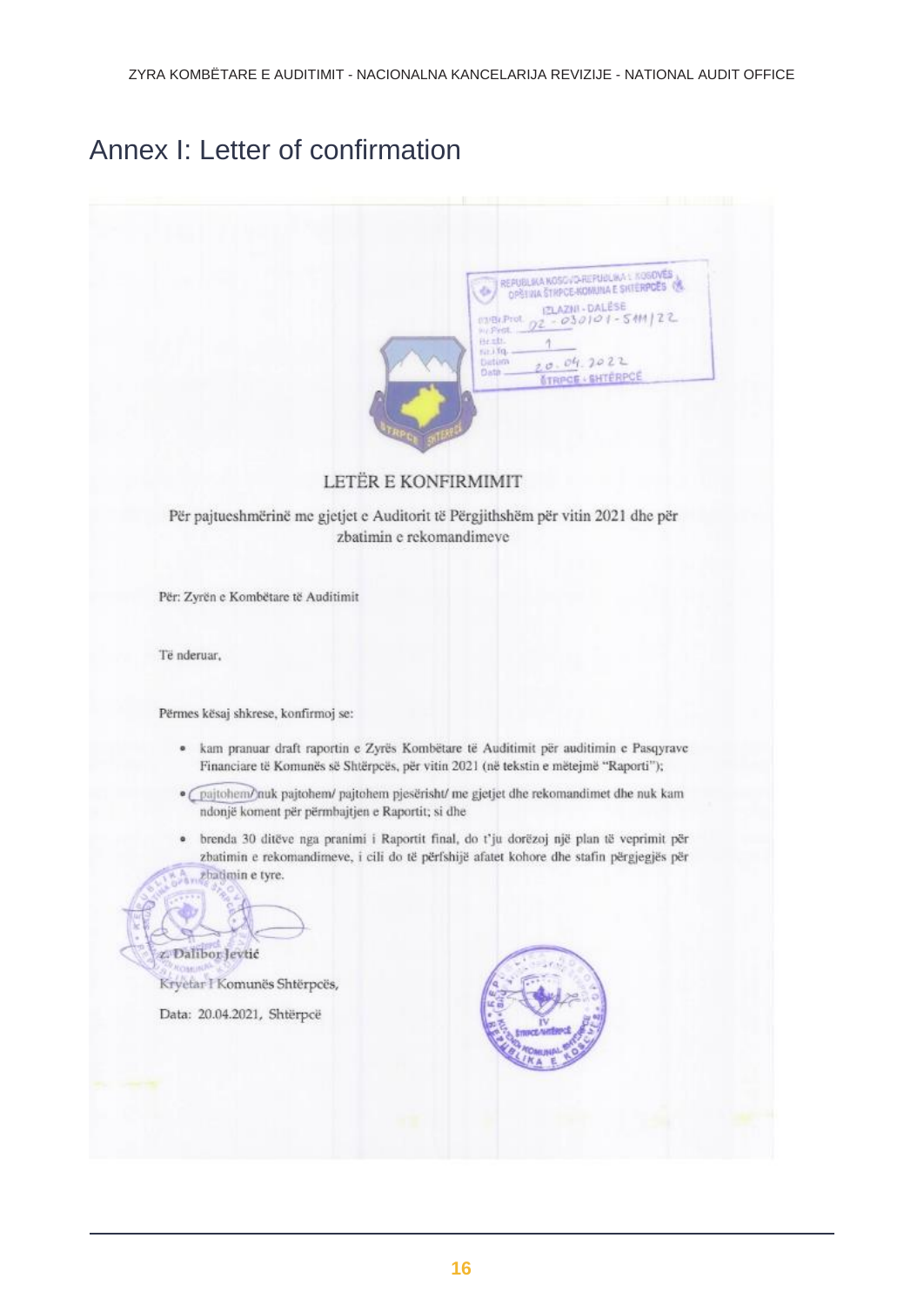# Annex I: Letter of confirmation

REPUBLIKA KOSOVO-REPUBLIKA E KOSOVËS
OPŠTINA ŠTRPCE-KOMUNA E SHTËRPCËS
IZLAZNI - DALËSE
Br.Prot. 02 - 030101 - 5111/22
Br.Sl. 1
Datum 20.04.2022
ŠTRPCE - SHTËRPCË

## LETËR E KONFIRMIMIT

Për pajtueshmërinë me gjetjet e Auditorit të Përgjithshëm për vitin 2021 dhe për zbatimin e rekomandimeve

Për: Zyrën e Kombëtare të Auditimit

Të nderuar,

Përmes kësaj shkrese, konfirmoj se:

- kam pranuar draft raportin e Zyrës Kombëtare të Auditimit për auditimin e Pasqyrave Financiare të Komunës së Shtërpcës, për vitin 2021 (në tekstin e mëtejmë "Raporti");
- pajtohem/ nuk pajtohem/ pajtohem pjesërisht/ me gjetjet dhe rekomandimet dhe nuk kam ndonjë koment për përmbajtjen e Raportit; si dhe
- brenda 30 ditëve nga pranimi i Raportit final, do t'ju dorëzoj një plan të veprimit për zbatimin e rekomandimeve, i cili do të përfshijë afatet kohore dhe stafin përgjegjës për zbatimin e tyre.

z. Dalibor Jevtić

Kryetar I Komunës Shtërpcës,

Data: 20.04.2021, Shtërpcë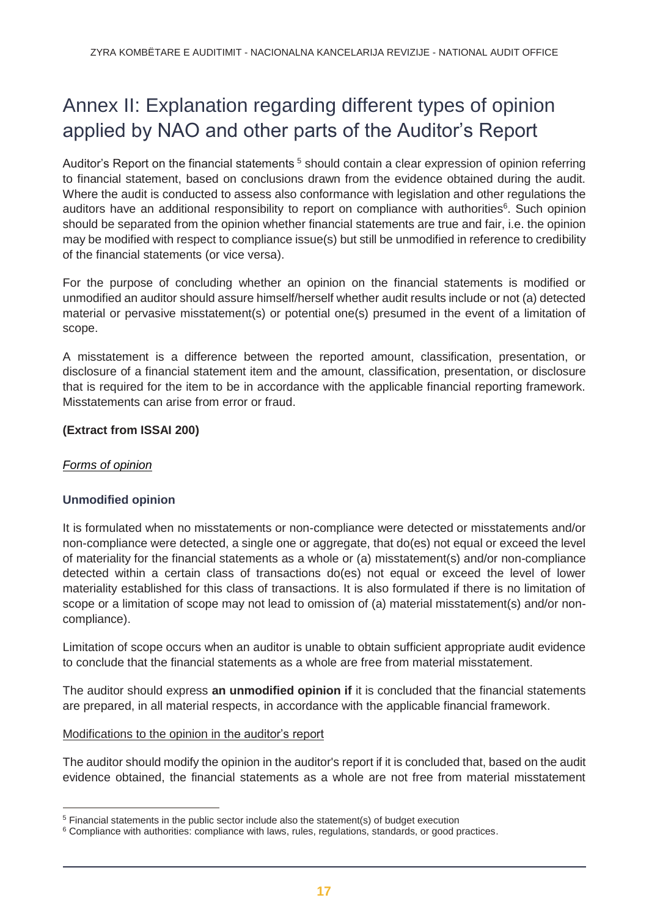# Annex II: Explanation regarding different types of opinion applied by NAO and other parts of the Auditor's Report

Auditor's Report on the financial statements [5] should contain a clear expression of opinion referring to financial statement, based on conclusions drawn from the evidence obtained during the audit. Where the audit is conducted to assess also conformance with legislation and other regulations the auditors have an additional responsibility to report on compliance with authorities[6]. Such opinion should be separated from the opinion whether financial statements are true and fair, i.e. the opinion may be modified with respect to compliance issue(s) but still be unmodified in reference to credibility of the financial statements (or vice versa).

For the purpose of concluding whether an opinion on the financial statements is modified or unmodified an auditor should assure himself/herself whether audit results include or not (a) detected material or pervasive misstatement(s) or potential one(s) presumed in the event of a limitation of scope.

A misstatement is a difference between the reported amount, classification, presentation, or disclosure of a financial statement item and the amount, classification, presentation, or disclosure that is required for the item to be in accordance with the applicable financial reporting framework. Misstatements can arise from error or fraud.

**(Extract from ISSAI 200)**

*Forms of opinion*

**Unmodified opinion**

It is formulated when no misstatements or non-compliance were detected or misstatements and/or non-compliance were detected, a single one or aggregate, that do(es) not equal or exceed the level of materiality for the financial statements as a whole or (a) misstatement(s) and/or non-compliance detected within a certain class of transactions do(es) not equal or exceed the level of lower materiality established for this class of transactions. It is also formulated if there is no limitation of scope or a limitation of scope may not lead to omission of (a) material misstatement(s) and/or non-compliance).

Limitation of scope occurs when an auditor is unable to obtain sufficient appropriate audit evidence to conclude that the financial statements as a whole are free from material misstatement.

The auditor should express **an unmodified opinion if** it is concluded that the financial statements are prepared, in all material respects, in accordance with the applicable financial framework.

Modifications to the opinion in the auditor's report

The auditor should modify the opinion in the auditor's report if it is concluded that, based on the audit evidence obtained, the financial statements as a whole are not free from material misstatement

[5] Financial statements in the public sector include also the statement(s) of budget execution

[6] Compliance with authorities: compliance with laws, rules, regulations, standards, or good practices.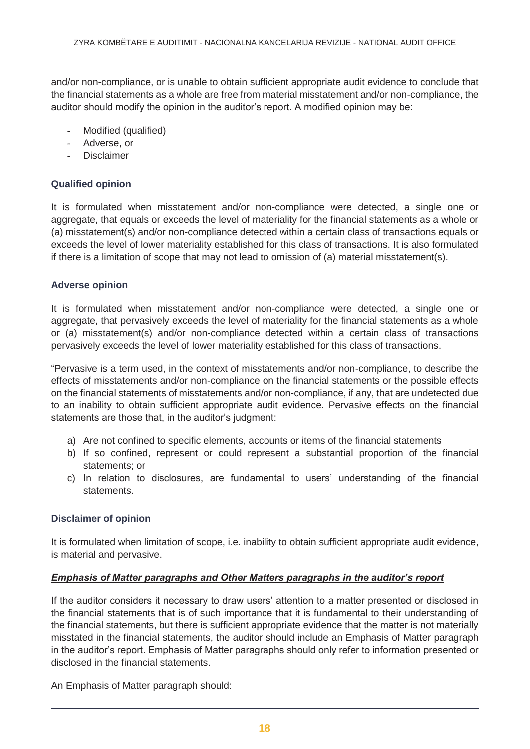and/or non-compliance, or is unable to obtain sufficient appropriate audit evidence to conclude that the financial statements as a whole are free from material misstatement and/or non-compliance, the auditor should modify the opinion in the auditor's report. A modified opinion may be:

- Modified (qualified)
- Adverse, or
- Disclaimer

**Qualified opinion**

It is formulated when misstatement and/or non-compliance were detected, a single one or aggregate, that equals or exceeds the level of materiality for the financial statements as a whole or (a) misstatement(s) and/or non-compliance detected within a certain class of transactions equals or exceeds the level of lower materiality established for this class of transactions. It is also formulated if there is a limitation of scope that may not lead to omission of (a) material misstatement(s).

**Adverse opinion**

It is formulated when misstatement and/or non-compliance were detected, a single one or aggregate, that pervasively exceeds the level of materiality for the financial statements as a whole or (a) misstatement(s) and/or non-compliance detected within a certain class of transactions pervasively exceeds the level of lower materiality established for this class of transactions.

"Pervasive is a term used, in the context of misstatements and/or non-compliance, to describe the effects of misstatements and/or non-compliance on the financial statements or the possible effects on the financial statements of misstatements and/or non-compliance, if any, that are undetected due to an inability to obtain sufficient appropriate audit evidence. Pervasive effects on the financial statements are those that, in the auditor's judgment:

a) Are not confined to specific elements, accounts or items of the financial statements
b) If so confined, represent or could represent a substantial proportion of the financial statements; or
c) In relation to disclosures, are fundamental to users' understanding of the financial statements.

**Disclaimer of opinion**

It is formulated when limitation of scope, i.e. inability to obtain sufficient appropriate audit evidence, is material and pervasive.

***Emphasis of Matter paragraphs and Other Matters paragraphs in the auditor's report***

If the auditor considers it necessary to draw users' attention to a matter presented or disclosed in the financial statements that is of such importance that it is fundamental to their understanding of the financial statements, but there is sufficient appropriate evidence that the matter is not materially misstated in the financial statements, the auditor should include an Emphasis of Matter paragraph in the auditor's report. Emphasis of Matter paragraphs should only refer to information presented or disclosed in the financial statements.

An Emphasis of Matter paragraph should: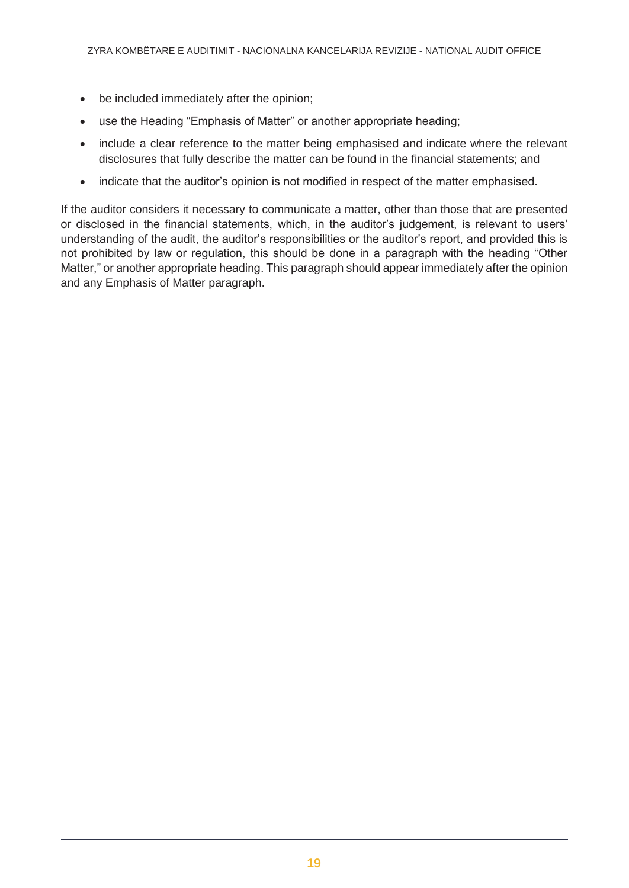- be included immediately after the opinion;
- use the Heading "Emphasis of Matter" or another appropriate heading;
- include a clear reference to the matter being emphasised and indicate where the relevant disclosures that fully describe the matter can be found in the financial statements; and
- indicate that the auditor's opinion is not modified in respect of the matter emphasised.

If the auditor considers it necessary to communicate a matter, other than those that are presented or disclosed in the financial statements, which, in the auditor's judgement, is relevant to users' understanding of the audit, the auditor's responsibilities or the auditor's report, and provided this is not prohibited by law or regulation, this should be done in a paragraph with the heading "Other Matter," or another appropriate heading. This paragraph should appear immediately after the opinion and any Emphasis of Matter paragraph.